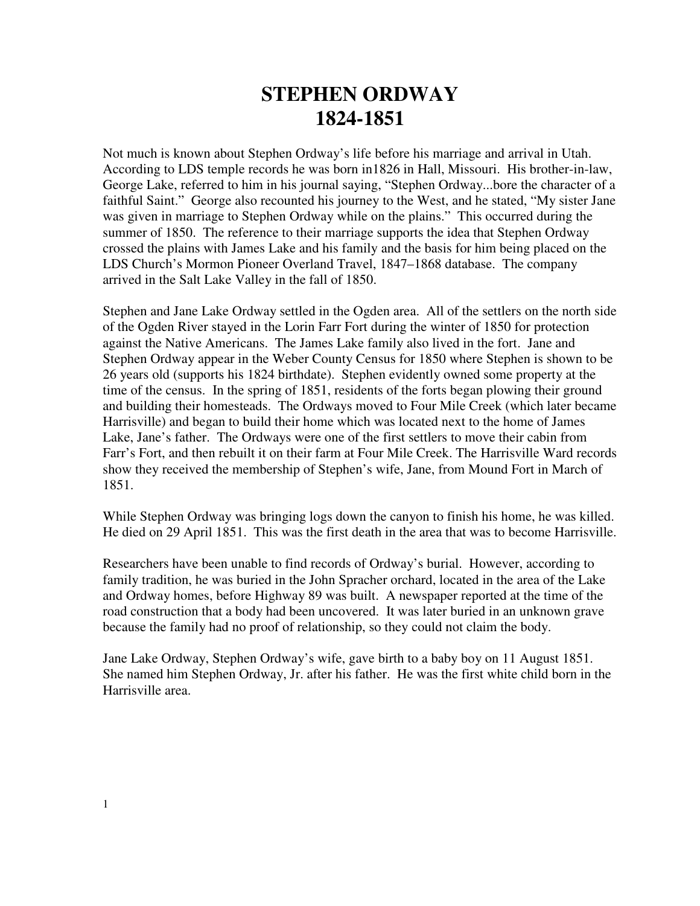# STEPHEN ORDWAY
# 1824-1851

Not much is known about Stephen Ordway's life before his marriage and arrival in Utah. According to LDS temple records he was born in1826 in Hall, Missouri. His brother-in-law, George Lake, referred to him in his journal saying, "Stephen Ordway...bore the character of a faithful Saint." George also recounted his journey to the West, and he stated, "My sister Jane was given in marriage to Stephen Ordway while on the plains." This occurred during the summer of 1850. The reference to their marriage supports the idea that Stephen Ordway crossed the plains with James Lake and his family and the basis for him being placed on the LDS Church's Mormon Pioneer Overland Travel, 1847–1868 database. The company arrived in the Salt Lake Valley in the fall of 1850.

Stephen and Jane Lake Ordway settled in the Ogden area. All of the settlers on the north side of the Ogden River stayed in the Lorin Farr Fort during the winter of 1850 for protection against the Native Americans. The James Lake family also lived in the fort. Jane and Stephen Ordway appear in the Weber County Census for 1850 where Stephen is shown to be 26 years old (supports his 1824 birthdate). Stephen evidently owned some property at the time of the census. In the spring of 1851, residents of the forts began plowing their ground and building their homesteads. The Ordways moved to Four Mile Creek (which later became Harrisville) and began to build their home which was located next to the home of James Lake, Jane's father. The Ordways were one of the first settlers to move their cabin from Farr's Fort, and then rebuilt it on their farm at Four Mile Creek. The Harrisville Ward records show they received the membership of Stephen's wife, Jane, from Mound Fort in March of 1851.

While Stephen Ordway was bringing logs down the canyon to finish his home, he was killed. He died on 29 April 1851. This was the first death in the area that was to become Harrisville.

Researchers have been unable to find records of Ordway's burial. However, according to family tradition, he was buried in the John Spracher orchard, located in the area of the Lake and Ordway homes, before Highway 89 was built. A newspaper reported at the time of the road construction that a body had been uncovered. It was later buried in an unknown grave because the family had no proof of relationship, so they could not claim the body.

Jane Lake Ordway, Stephen Ordway's wife, gave birth to a baby boy on 11 August 1851. She named him Stephen Ordway, Jr. after his father. He was the first white child born in the Harrisville area.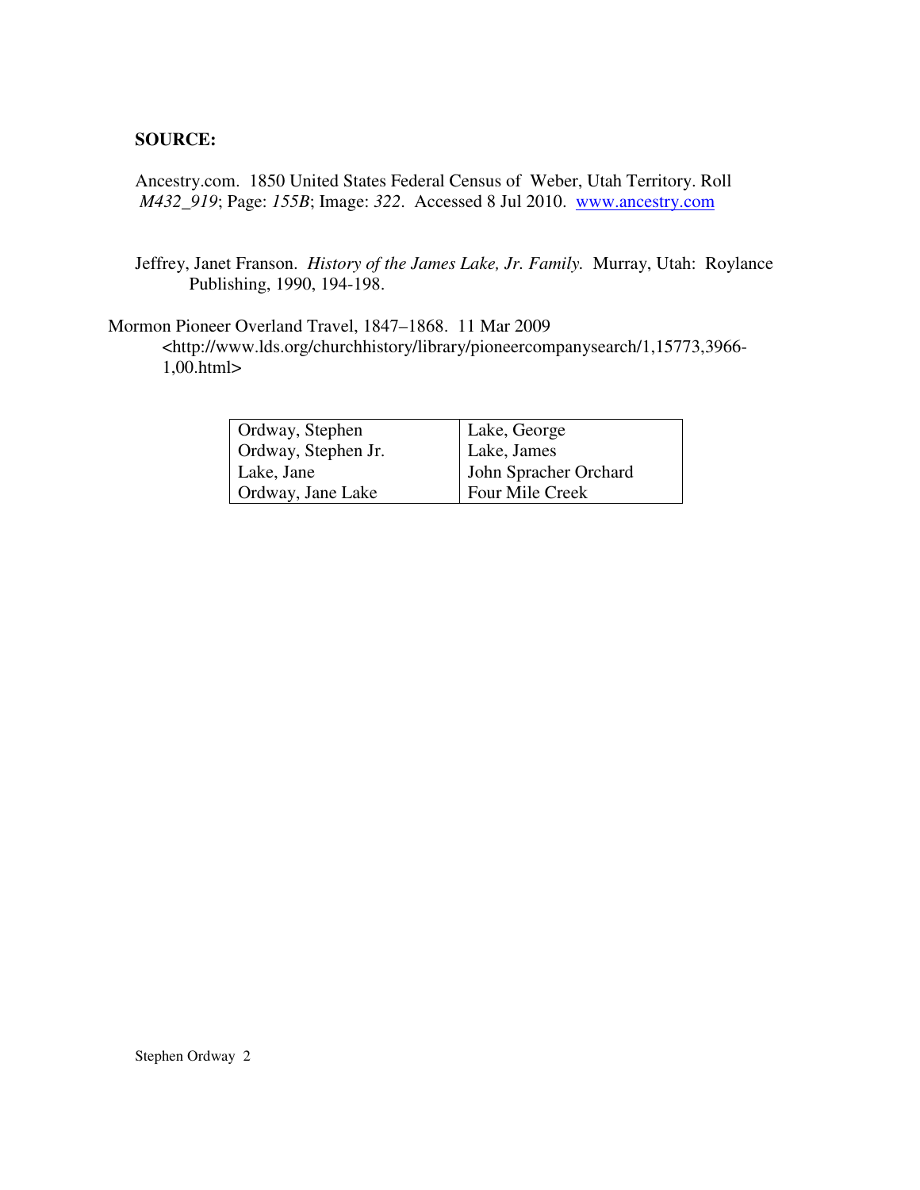**SOURCE:**

Ancestry.com. 1850 United States Federal Census of Weber, Utah Territory. Roll *M432_919*; Page: *155B*; Image: *322*. Accessed 8 Jul 2010. www.ancestry.com

Jeffrey, Janet Franson. *History of the James Lake, Jr. Family.* Murray, Utah: Roylance Publishing, 1990, 194-198.

Mormon Pioneer Overland Travel, 1847–1868. 11 Mar 2009 <http://www.lds.org/churchhistory/library/pioneercompanysearch/1,15773,3966-1,00.html>

| | |
|---|---|
| Ordway, Stephen | Lake, George |
| Ordway, Stephen Jr. | Lake, James |
| Lake, Jane | John Spracher Orchard |
| Ordway, Jane Lake | Four Mile Creek |